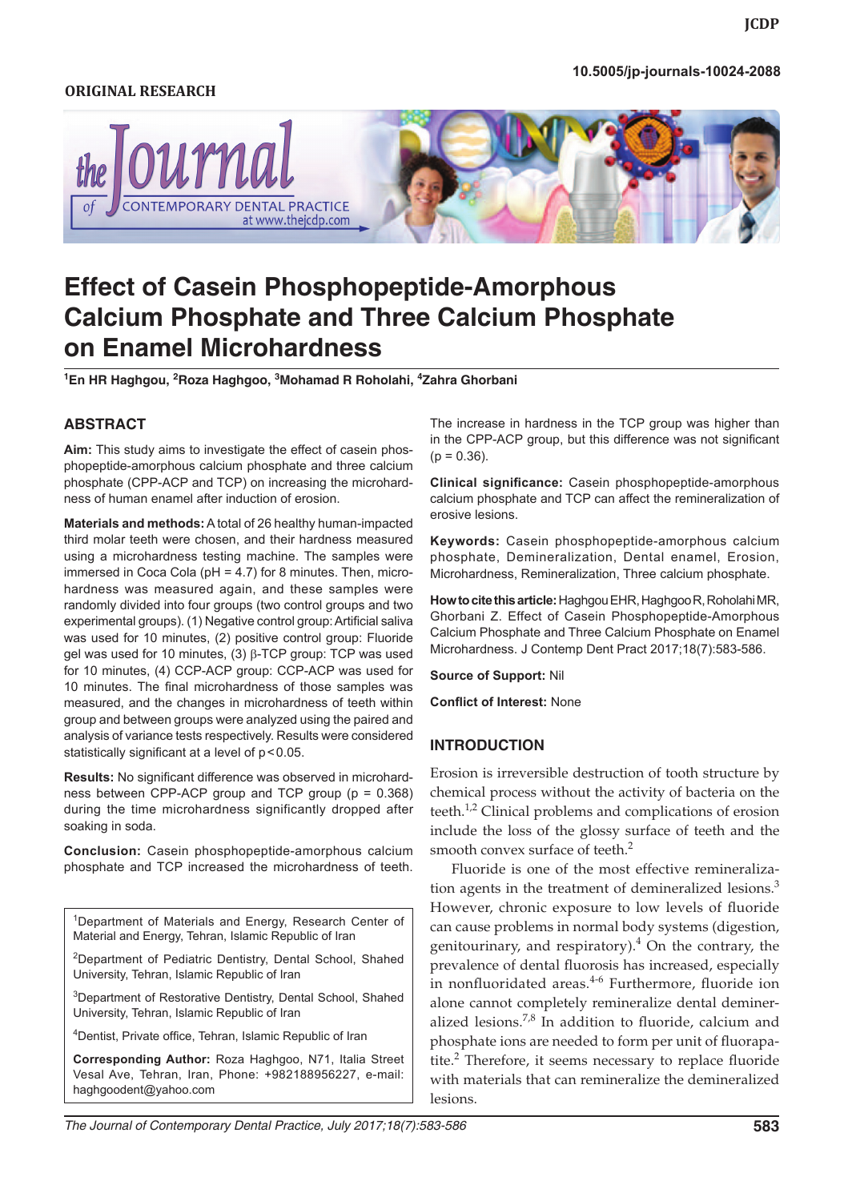ORIGINAL RESEARCH

10.5005/jp-journals-10024-2088

# Effect of Casein Phosphopeptide-Amorphous Calcium Phosphate and Three Calcium Phosphate on Enamel Microhardness

[1]En HR Haghgou, [2]Roza Haghgoo, [3]Mohamad R Roholahi, [4]Zahra Ghorbani

## ABSTRACT

**Aim:** This study aims to investigate the effect of casein phosphopeptide-amorphous calcium phosphate and three calcium phosphate (CPP-ACP and TCP) on increasing the microhardness of human enamel after induction of erosion.

**Materials and methods:** A total of 26 healthy human-impacted third molar teeth were chosen, and their hardness measured using a microhardness testing machine. The samples were immersed in Coca Cola (pH = 4.7) for 8 minutes. Then, microhardness was measured again, and these samples were randomly divided into four groups (two control groups and two experimental groups). (1) Negative control group: Artificial saliva was used for 10 minutes, (2) positive control group: Fluoride gel was used for 10 minutes, (3) β-TCP group: TCP was used for 10 minutes, (4) CCP-ACP group: CCP-ACP was used for 10 minutes. The final microhardness of those samples was measured, and the changes in microhardness of teeth within group and between groups were analyzed using the paired and analysis of variance tests respectively. Results were considered statistically significant at a level of $p < 0.05$.

**Results:** No significant difference was observed in microhardness between CPP-ACP group and TCP group ($p = 0.368$) during the time microhardness significantly dropped after soaking in soda.

**Conclusion:** Casein phosphopeptide-amorphous calcium phosphate and TCP increased the microhardness of teeth. The increase in hardness in the TCP group was higher than in the CPP-ACP group, but this difference was not significant ($p = 0.36$).

**Clinical significance:** Casein phosphopeptide-amorphous calcium phosphate and TCP can affect the remineralization of erosive lesions.

**Keywords:** Casein phosphopeptide-amorphous calcium phosphate, Demineralization, Dental enamel, Erosion, Microhardness, Remineralization, Three calcium phosphate.

**How to cite this article:** Haghgou EHR, Haghgoo R, Roholahi MR, Ghorbani Z. Effect of Casein Phosphopeptide-Amorphous Calcium Phosphate and Three Calcium Phosphate on Enamel Microhardness. J Contemp Dent Pract 2017;18(7):583-586.

**Source of Support:** Nil

**Conflict of Interest:** None

[1]Department of Materials and Energy, Research Center of Material and Energy, Tehran, Islamic Republic of Iran

[2]Department of Pediatric Dentistry, Dental School, Shahed University, Tehran, Islamic Republic of Iran

[3]Department of Restorative Dentistry, Dental School, Shahed University, Tehran, Islamic Republic of Iran

[4]Dentist, Private office, Tehran, Islamic Republic of Iran

**Corresponding Author:** Roza Haghgoo, N71, Italia Street Vesal Ave, Tehran, Iran, Phone: +982188956227, e-mail: haghgoodent@yahoo.com

## INTRODUCTION

Erosion is irreversible destruction of tooth structure by chemical process without the activity of bacteria on the teeth.[1,2] Clinical problems and complications of erosion include the loss of the glossy surface of teeth and the smooth convex surface of teeth.[2]

Fluoride is one of the most effective remineralization agents in the treatment of demineralized lesions.[3] However, chronic exposure to low levels of fluoride can cause problems in normal body systems (digestion, genitourinary, and respiratory).[4] On the contrary, the prevalence of dental fluorosis has increased, especially in nonfluoridated areas.[4-6] Furthermore, fluoride ion alone cannot completely remineralize dental demineralized lesions.[7,8] In addition to fluoride, calcium and phosphate ions are needed to form per unit of fluorapatite.[2] Therefore, it seems necessary to replace fluoride with materials that can remineralize the demineralized lesions.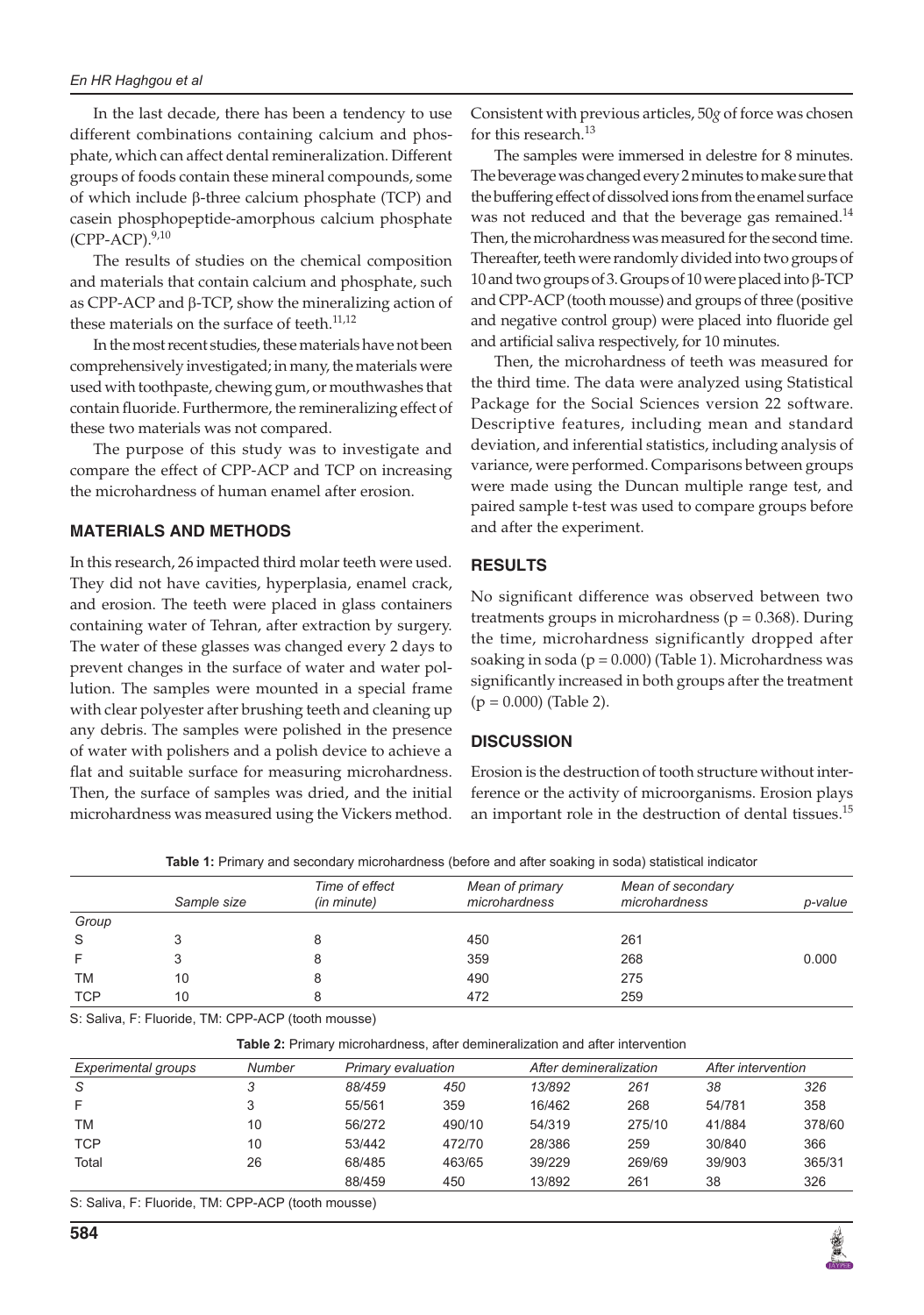In the last decade, there has been a tendency to use different combinations containing calcium and phosphate, which can affect dental remineralization. Different groups of foods contain these mineral compounds, some of which include β-three calcium phosphate (TCP) and casein phosphopeptide-amorphous calcium phosphate (CPP-ACP).[9,10]

The results of studies on the chemical composition and materials that contain calcium and phosphate, such as CPP-ACP and β-TCP, show the mineralizing action of these materials on the surface of teeth.[11,12]

In the most recent studies, these materials have not been comprehensively investigated; in many, the materials were used with toothpaste, chewing gum, or mouthwashes that contain fluoride. Furthermore, the remineralizing effect of these two materials was not compared.

The purpose of this study was to investigate and compare the effect of CPP-ACP and TCP on increasing the microhardness of human enamel after erosion.

## MATERIALS AND METHODS

In this research, 26 impacted third molar teeth were used. They did not have cavities, hyperplasia, enamel crack, and erosion. The teeth were placed in glass containers containing water of Tehran, after extraction by surgery. The water of these glasses was changed every 2 days to prevent changes in the surface of water and water pollution. The samples were mounted in a special frame with clear polyester after brushing teeth and cleaning up any debris. The samples were polished in the presence of water with polishers and a polish device to achieve a flat and suitable surface for measuring microhardness. Then, the surface of samples was dried, and the initial microhardness was measured using the Vickers method. Consistent with previous articles, 50*g* of force was chosen for this research.[13]

The samples were immersed in delestre for 8 minutes. The beverage was changed every 2 minutes to make sure that the buffering effect of dissolved ions from the enamel surface was not reduced and that the beverage gas remained.[14] Then, the microhardness was measured for the second time. Thereafter, teeth were randomly divided into two groups of 10 and two groups of 3. Groups of 10 were placed into β-TCP and CPP-ACP (tooth mousse) and groups of three (positive and negative control group) were placed into fluoride gel and artificial saliva respectively, for 10 minutes.

Then, the microhardness of teeth was measured for the third time. The data were analyzed using Statistical Package for the Social Sciences version 22 software. Descriptive features, including mean and standard deviation, and inferential statistics, including analysis of variance, were performed. Comparisons between groups were made using the Duncan multiple range test, and paired sample t-test was used to compare groups before and after the experiment.

## RESULTS

No significant difference was observed between two treatments groups in microhardness ($p = 0.368$). During the time, microhardness significantly dropped after soaking in soda ($p = 0.000$) (Table 1). Microhardness was significantly increased in both groups after the treatment ($p = 0.000$) (Table 2).

## DISCUSSION

Erosion is the destruction of tooth structure without interference or the activity of microorganisms. Erosion plays an important role in the destruction of dental tissues.[15]

**Table 1:** Primary and secondary microhardness (before and after soaking in soda) statistical indicator

| | *Sample size* | *Time of effect (in minute)* | *Mean of primary microhardness* | *Mean of secondary microhardness* | *p-value* |
|---|---|---|---|---|---|
| *Group* | | | | | |
| S | 3 | 8 | 450 | 261 | |
| F | 3 | 8 | 359 | 268 | 0.000 |
| TM | 10 | 8 | 490 | 275 | |
| TCP | 10 | 8 | 472 | 259 | |

S: Saliva, F: Fluoride, TM: CPP-ACP (tooth mousse)

**Table 2:** Primary microhardness, after demineralization and after intervention

| *Experimental groups* | *Number* | *Primary evaluation* | | *After demineralization* | | *After intervention* | |
|---|---|---|---|---|---|---|---|
| *S* | *3* | *88/459* | *450* | *13/892* | *261* | *38* | *326* |
| F | 3 | 55/561 | 359 | 16/462 | 268 | 54/781 | 358 |
| TM | 10 | 56/272 | 490/10 | 54/319 | 275/10 | 41/884 | 378/60 |
| TCP | 10 | 53/442 | 472/70 | 28/386 | 259 | 30/840 | 366 |
| Total | 26 | 68/485 | 463/65 | 39/229 | 269/69 | 39/903 | 365/31 |
| | | 88/459 | 450 | 13/892 | 261 | 38 | 326 |

S: Saliva, F: Fluoride, TM: CPP-ACP (tooth mousse)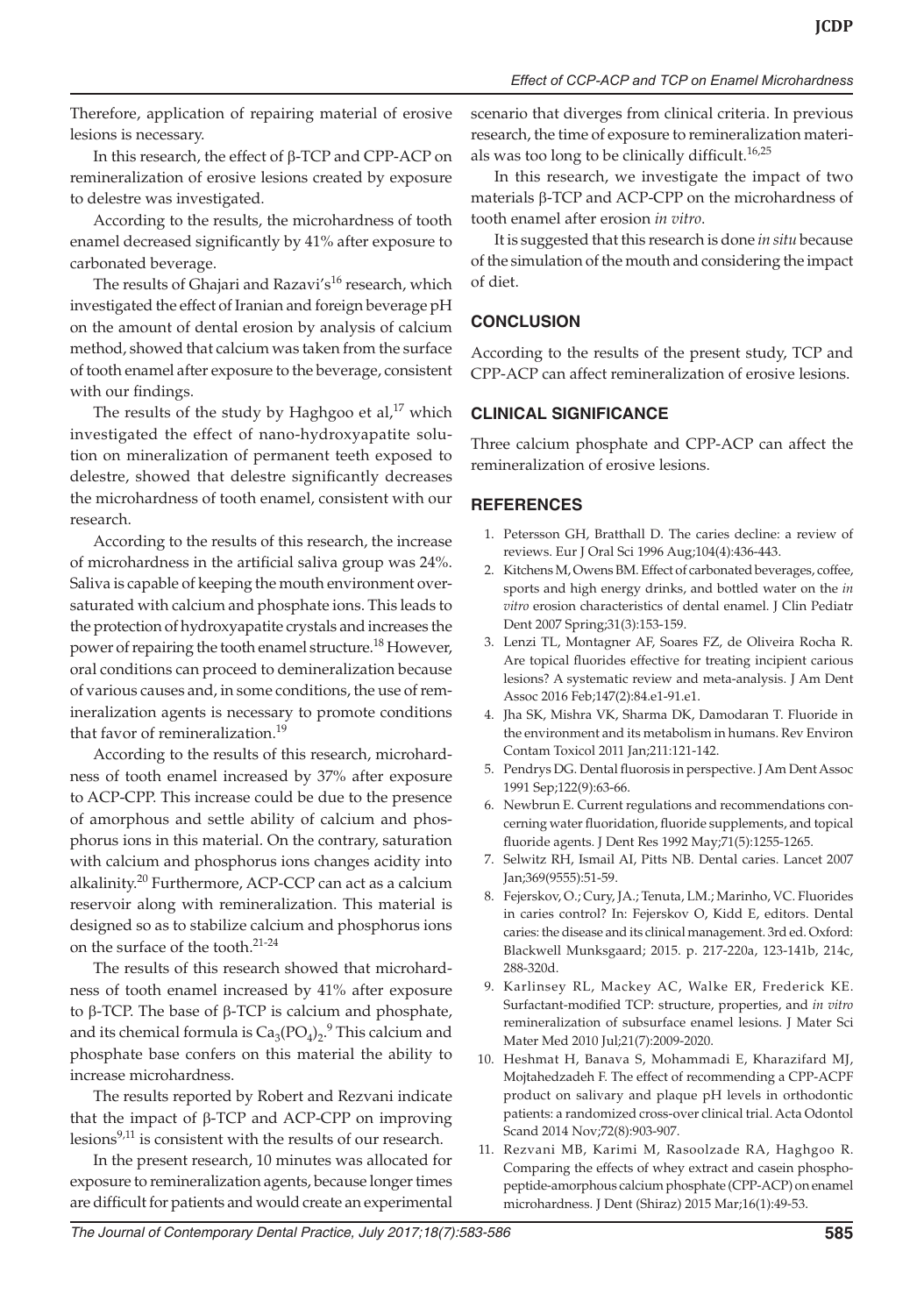Therefore, application of repairing material of erosive lesions is necessary.

In this research, the effect of β-TCP and CPP-ACP on remineralization of erosive lesions created by exposure to delestre was investigated.

According to the results, the microhardness of tooth enamel decreased significantly by 41% after exposure to carbonated beverage.

The results of Ghajari and Razavi's[16] research, which investigated the effect of Iranian and foreign beverage pH on the amount of dental erosion by analysis of calcium method, showed that calcium was taken from the surface of tooth enamel after exposure to the beverage, consistent with our findings.

The results of the study by Haghgoo et al,[17] which investigated the effect of nano-hydroxyapatite solution on mineralization of permanent teeth exposed to delestre, showed that delestre significantly decreases the microhardness of tooth enamel, consistent with our research.

According to the results of this research, the increase of microhardness in the artificial saliva group was 24%. Saliva is capable of keeping the mouth environment oversaturated with calcium and phosphate ions. This leads to the protection of hydroxyapatite crystals and increases the power of repairing the tooth enamel structure.[18] However, oral conditions can proceed to demineralization because of various causes and, in some conditions, the use of remineralization agents is necessary to promote conditions that favor of remineralization.[19]

According to the results of this research, microhardness of tooth enamel increased by 37% after exposure to ACP-CPP. This increase could be due to the presence of amorphous and settle ability of calcium and phosphorus ions in this material. On the contrary, saturation with calcium and phosphorus ions changes acidity into alkalinity.[20] Furthermore, ACP-CCP can act as a calcium reservoir along with remineralization. This material is designed so as to stabilize calcium and phosphorus ions on the surface of the tooth.[21-24]

The results of this research showed that microhardness of tooth enamel increased by 41% after exposure to β-TCP. The base of β-TCP is calcium and phosphate, and its chemical formula is $Ca_3(PO_4)_2$.[9] This calcium and phosphate base confers on this material the ability to increase microhardness.

The results reported by Robert and Rezvani indicate that the impact of β-TCP and ACP-CPP on improving lesions[9,11] is consistent with the results of our research.

In the present research, 10 minutes was allocated for exposure to remineralization agents, because longer times are difficult for patients and would create an experimental scenario that diverges from clinical criteria. In previous research, the time of exposure to remineralization materials was too long to be clinically difficult.[16,25]

In this research, we investigate the impact of two materials β-TCP and ACP-CPP on the microhardness of tooth enamel after erosion *in vitro*.

It is suggested that this research is done *in situ* because of the simulation of the mouth and considering the impact of diet.

## CONCLUSION

According to the results of the present study, TCP and CPP-ACP can affect remineralization of erosive lesions.

## CLINICAL SIGNIFICANCE

Three calcium phosphate and CPP-ACP can affect the remineralization of erosive lesions.

## REFERENCES

1. Petersson GH, Bratthall D. The caries decline: a review of reviews. Eur J Oral Sci 1996 Aug;104(4):436-443.
2. Kitchens M, Owens BM. Effect of carbonated beverages, coffee, sports and high energy drinks, and bottled water on the *in vitro* erosion characteristics of dental enamel. J Clin Pediatr Dent 2007 Spring;31(3):153-159.
3. Lenzi TL, Montagner AF, Soares FZ, de Oliveira Rocha R. Are topical fluorides effective for treating incipient carious lesions? A systematic review and meta-analysis. J Am Dent Assoc 2016 Feb;147(2):84.e1-91.e1.
4. Jha SK, Mishra VK, Sharma DK, Damodaran T. Fluoride in the environment and its metabolism in humans. Rev Environ Contam Toxicol 2011 Jan;211:121-142.
5. Pendrys DG. Dental fluorosis in perspective. J Am Dent Assoc 1991 Sep;122(9):63-66.
6. Newbrun E. Current regulations and recommendations concerning water fluoridation, fluoride supplements, and topical fluoride agents. J Dent Res 1992 May;71(5):1255-1265.
7. Selwitz RH, Ismail AI, Pitts NB. Dental caries. Lancet 2007 Jan;369(9555):51-59.
8. Fejerskov, O.; Cury, JA.; Tenuta, LM.; Marinho, VC. Fluorides in caries control? In: Fejerskov O, Kidd E, editors. Dental caries: the disease and its clinical management. 3rd ed. Oxford: Blackwell Munksgaard; 2015. p. 217-220a, 123-141b, 214c, 288-320d.
9. Karlinsey RL, Mackey AC, Walke ER, Frederick KE. Surfactant-modified TCP: structure, properties, and *in vitro* remineralization of subsurface enamel lesions. J Mater Sci Mater Med 2010 Jul;21(7):2009-2020.
10. Heshmat H, Banava S, Mohammadi E, Kharazifard MJ, Mojtahedzadeh F. The effect of recommending a CPP-ACPF product on salivary and plaque pH levels in orthodontic patients: a randomized cross-over clinical trial. Acta Odontol Scand 2014 Nov;72(8):903-907.
11. Rezvani MB, Karimi M, Rasoolzade RA, Haghgoo R. Comparing the effects of whey extract and casein phosphopeptide-amorphous calcium phosphate (CPP-ACP) on enamel microhardness. J Dent (Shiraz) 2015 Mar;16(1):49-53.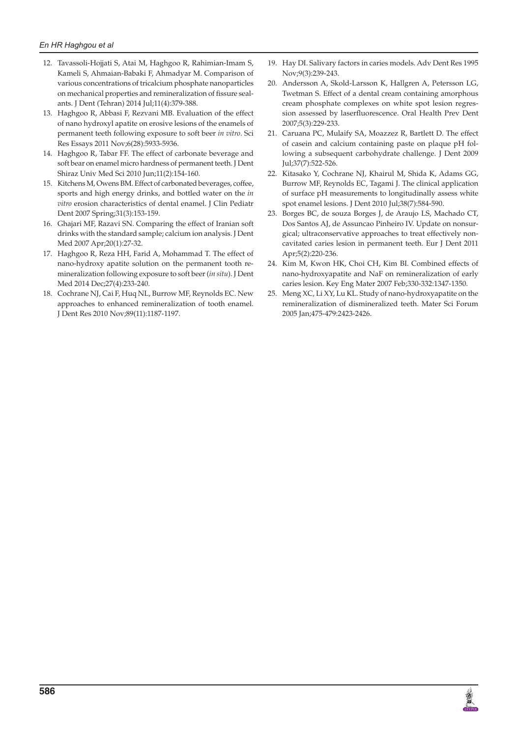12. Tavassoli-Hojjati S, Atai M, Haghgoo R, Rahimian-Imam S, Kameli S, Ahmaian-Babaki F, Ahmadyar M. Comparison of various concentrations of tricalcium phosphate nanoparticles on mechanical properties and remineralization of fissure sealants. J Dent (Tehran) 2014 Jul;11(4):379-388.
13. Haghgoo R, Abbasi F, Rezvani MB. Evaluation of the effect of nano hydroxyl apatite on erosive lesions of the enamels of permanent teeth following exposure to soft beer *in vitro*. Sci Res Essays 2011 Nov;6(28):5933-5936.
14. Haghgoo R, Tabar FF. The effect of carbonate beverage and soft bear on enamel micro hardness of permanent teeth. J Dent Shiraz Univ Med Sci 2010 Jun;11(2):154-160.
15. Kitchens M, Owens BM. Effect of carbonated beverages, coffee, sports and high energy drinks, and bottled water on the *in vitro* erosion characteristics of dental enamel. J Clin Pediatr Dent 2007 Spring;31(3):153-159.
16. Ghajari MF, Razavi SN. Comparing the effect of Iranian soft drinks with the standard sample; calcium ion analysis. J Dent Med 2007 Apr;20(1):27-32.
17. Haghgoo R, Reza HH, Farid A, Mohammad T. The effect of nano-hydroxy apatite solution on the permanent tooth remineralization following exposure to soft beer (*in situ*). J Dent Med 2014 Dec;27(4):233-240.
18. Cochrane NJ, Cai F, Huq NL, Burrow MF, Reynolds EC. New approaches to enhanced remineralization of tooth enamel. J Dent Res 2010 Nov;89(11):1187-1197.
19. Hay DI. Salivary factors in caries models. Adv Dent Res 1995 Nov;9(3):239-243.
20. Andersson A, Skold-Larsson K, Hallgren A, Petersson LG, Twetman S. Effect of a dental cream containing amorphous cream phosphate complexes on white spot lesion regression assessed by laserfluorescence. Oral Health Prev Dent 2007;5(3):229-233.
21. Caruana PC, Mulaify SA, Moazzez R, Bartlett D. The effect of casein and calcium containing paste on plaque pH following a subsequent carbohydrate challenge. J Dent 2009 Jul;37(7):522-526.
22. Kitasako Y, Cochrane NJ, Khairul M, Shida K, Adams GG, Burrow MF, Reynolds EC, Tagami J. The clinical application of surface pH measurements to longitudinally assess white spot enamel lesions. J Dent 2010 Jul;38(7):584-590.
23. Borges BC, de souza Borges J, de Araujo LS, Machado CT, Dos Santos AJ, de Assuncao Pinheiro IV. Update on nonsurgical; ultraconservative approaches to treat effectively non-cavitated caries lesion in permanent teeth. Eur J Dent 2011 Apr;5(2):220-236.
24. Kim M, Kwon HK, Choi CH, Kim BI. Combined effects of nano-hydroxyapatite and NaF on remineralization of early caries lesion. Key Eng Mater 2007 Feb;330-332:1347-1350.
25. Meng XC, Li XY, Lu KL. Study of nano-hydroxyapatite on the remineralization of dismineralized teeth. Mater Sci Forum 2005 Jan;475-479:2423-2426.